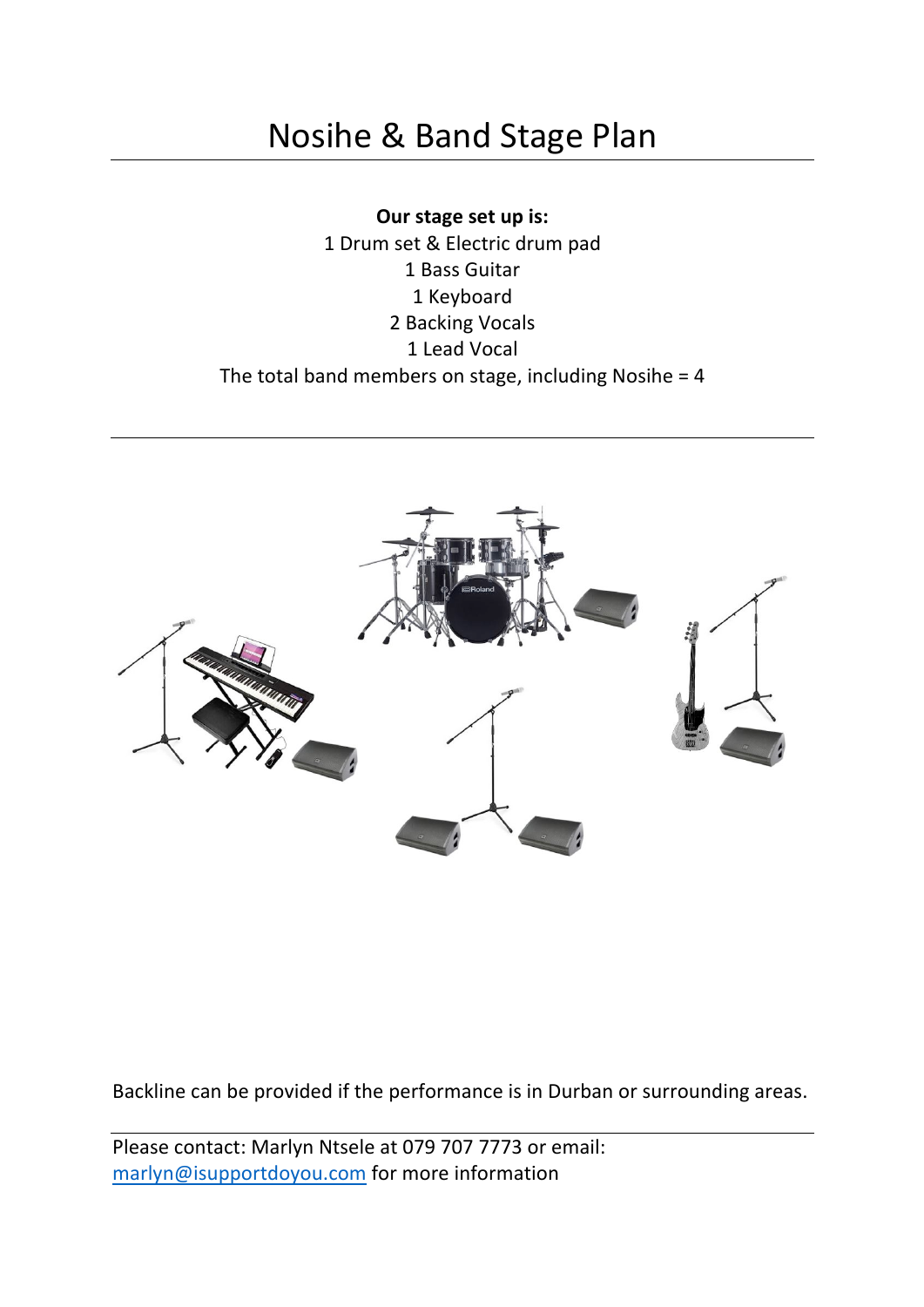# Nosihe & Band Stage Plan

**Our stage set up is:**

1 Drum set & Electric drum pad

1 Bass Guitar

1 Keyboard

2 Backing Vocals

1 Lead Vocal

The total band members on stage, including Nosihe = 4

---

Backline can be provided if the performance is in Durban or surrounding areas.

---

Please contact: Marlyn Ntsele at 079 707 7773 or email: [marlyn@isupportdoyou.com](mailto:marlyn@isupportdoyou.com) for more information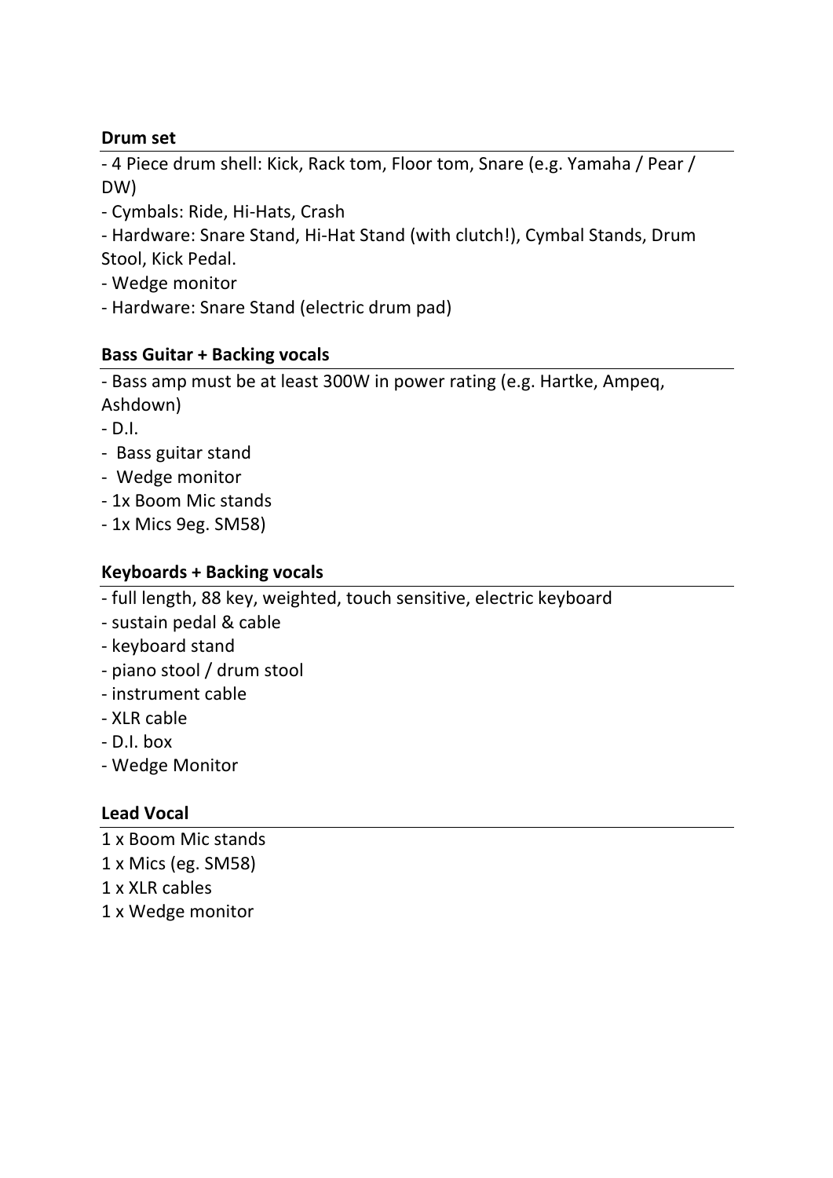**Drum set**

- 4 Piece drum shell: Kick, Rack tom, Floor tom, Snare (e.g. Yamaha / Pear / DW)
- Cymbals: Ride, Hi-Hats, Crash
- Hardware: Snare Stand, Hi-Hat Stand (with clutch!), Cymbal Stands, Drum Stool, Kick Pedal.
- Wedge monitor
- Hardware: Snare Stand (electric drum pad)

**Bass Guitar + Backing vocals**

- Bass amp must be at least 300W in power rating (e.g. Hartke, Ampeq, Ashdown)
- D.I.
- Bass guitar stand
- Wedge monitor
- 1x Boom Mic stands
- 1x Mics 9eg. SM58)

**Keyboards + Backing vocals**

- full length, 88 key, weighted, touch sensitive, electric keyboard
- sustain pedal & cable
- keyboard stand
- piano stool / drum stool
- instrument cable
- XLR cable
- D.I. box
- Wedge Monitor

**Lead Vocal**

1 x Boom Mic stands
1 x Mics (eg. SM58)
1 x XLR cables
1 x Wedge monitor